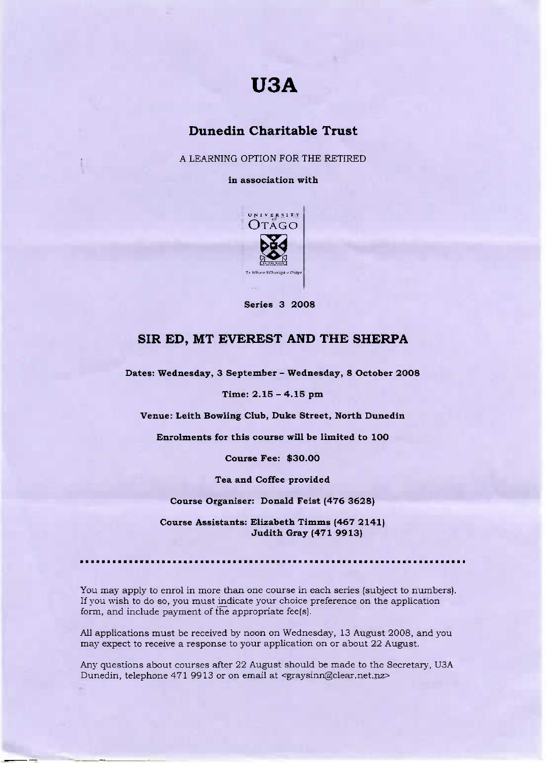# U3A

## Dunedin Charitable Trust

A LEARNING OPTION FOR THE RETIRED

**in association with**

UNIVERSITY of OTAGO

Te Whare Wānanga o Otāgo

**Series 3 2008**

## SIR ED, MT EVEREST AND THE SHERPA

**Dates: Wednesday, 3 September – Wednesday, 8 October 2008**

**Time: 2.15 – 4.15 pm**

**Venue: Leith Bowling Club, Duke Street, North Dunedin**

**Enrolments for this course will be limited to 100**

**Course Fee: $30.00**

**Tea and Coffee provided**

**Course Organiser: Donald Feist (476 3628)**

**Course Assistants: Elizabeth Timms (467 2141)**
**Judith Gray (471 9913)**

---

You may apply to enrol in more than one course in each series (subject to numbers). If you wish to do so, you must indicate your choice preference on the application form, and include payment of the appropriate fee(s).

All applications must be received by noon on Wednesday, 13 August 2008, and you may expect to receive a response to your application on or about 22 August.

Any questions about courses after 22 August should be made to the Secretary, U3A Dunedin, telephone 471 9913 or on email at <graysinn@clear.net.nz>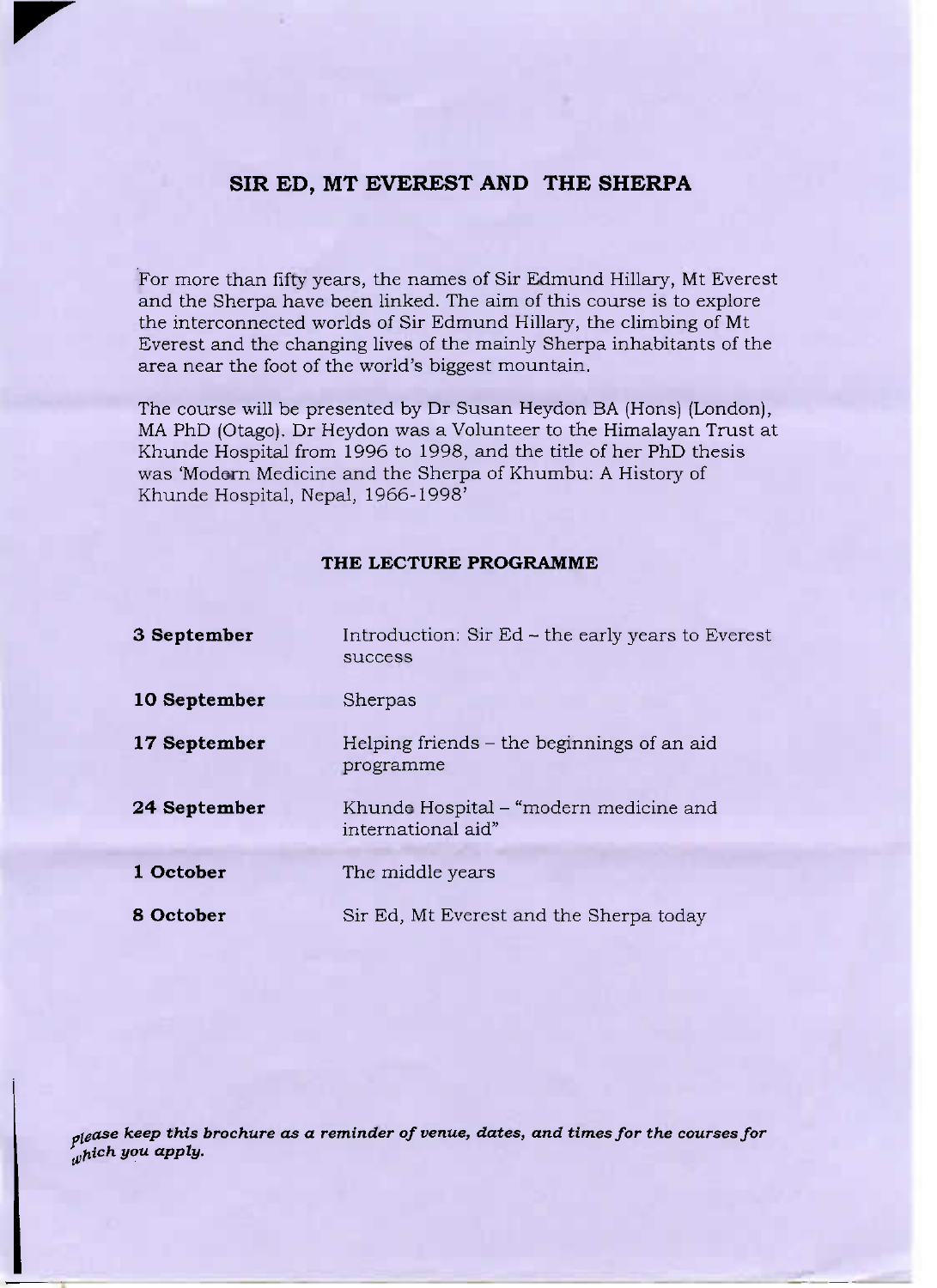# SIR ED, MT EVEREST AND THE SHERPA

For more than fifty years, the names of Sir Edmund Hillary, Mt Everest and the Sherpa have been linked. The aim of this course is to explore the interconnected worlds of Sir Edmund Hillary, the climbing of Mt Everest and the changing lives of the mainly Sherpa inhabitants of the area near the foot of the world's biggest mountain.

The course will be presented by Dr Susan Heydon BA (Hons) (London), MA PhD (Otago). Dr Heydon was a Volunteer to the Himalayan Trust at Khunde Hospital from 1996 to 1998, and the title of her PhD thesis was 'Modern Medicine and the Sherpa of Khumbu: A History of Khunde Hospital, Nepal, 1966-1998'

## THE LECTURE PROGRAMME

| | |
|---|---|
| **3 September** | Introduction: Sir Ed – the early years to Everest success |
| **10 September** | Sherpas |
| **17 September** | Helping friends – the beginnings of an aid programme |
| **24 September** | Khunde Hospital – "modern medicine and international aid" |
| **1 October** | The middle years |
| **8 October** | Sir Ed, Mt Everest and the Sherpa today |

***Please keep this brochure as a reminder of venue, dates, and times for the courses for which you apply.***